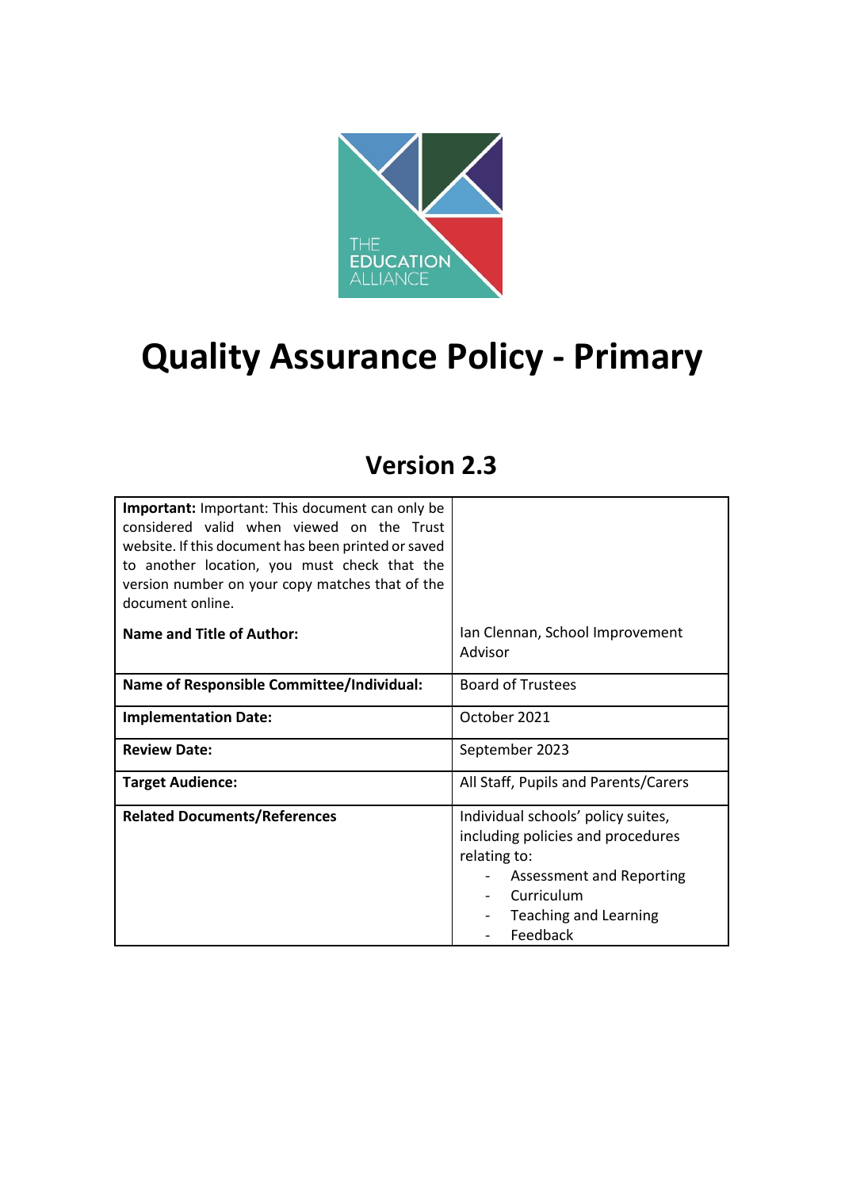THE EDUCATION ALLIANCE

# Quality Assurance Policy - Primary

## Version 2.3

| | |
|---|---|
| **Important:** Important: This document can only be considered valid when viewed on the Trust website. If this document has been printed or saved to another location, you must check that the version number on your copy matches that of the document online. | |
| **Name and Title of Author:** | Ian Clennan, School Improvement Advisor |
| **Name of Responsible Committee/Individual:** | Board of Trustees |
| **Implementation Date:** | October 2021 |
| **Review Date:** | September 2023 |
| **Target Audience:** | All Staff, Pupils and Parents/Carers |
| **Related Documents/References** | Individual schools' policy suites, including policies and procedures relating to: <br> - Assessment and Reporting <br> - Curriculum <br> - Teaching and Learning <br> - Feedback |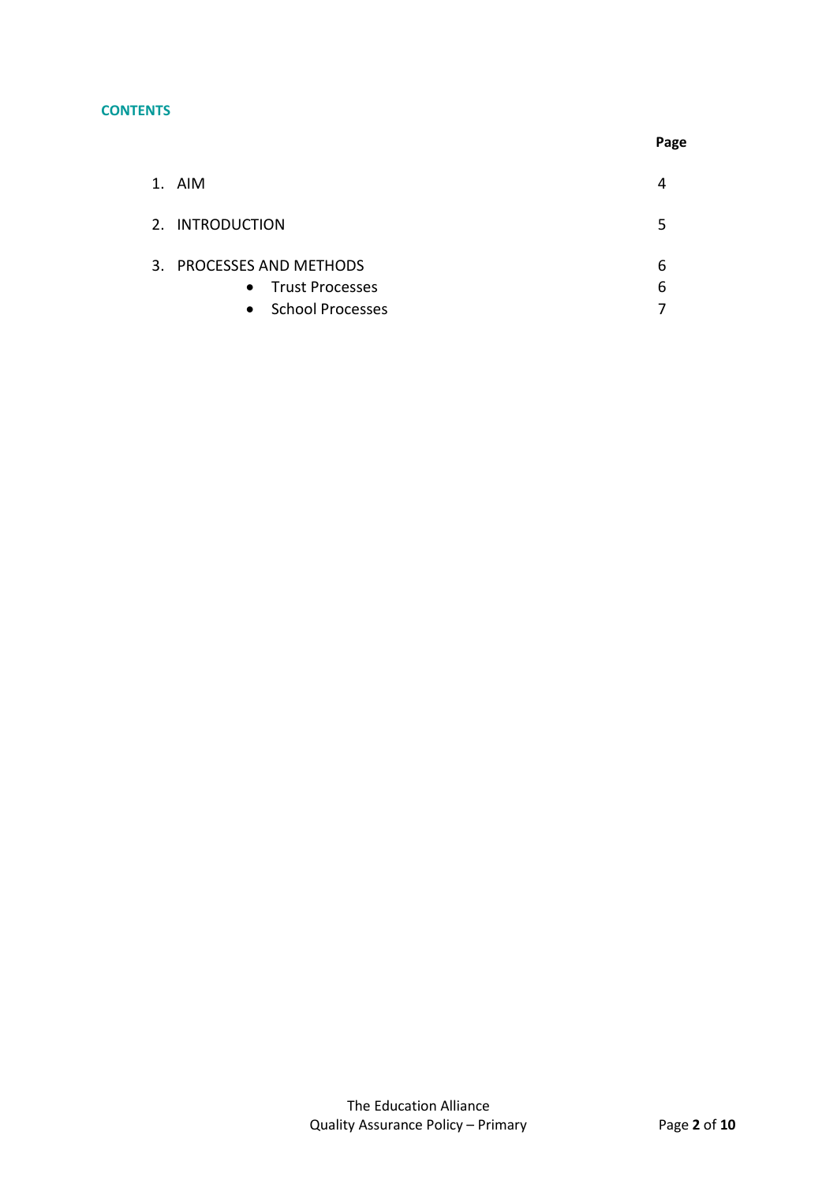## CONTENTS

| | Page |
|---|---|
| 1. AIM | 4 |
| 2. INTRODUCTION | 5 |
| 3. PROCESSES AND METHODS | 6 |
| • Trust Processes | 6 |
| • School Processes | 7 |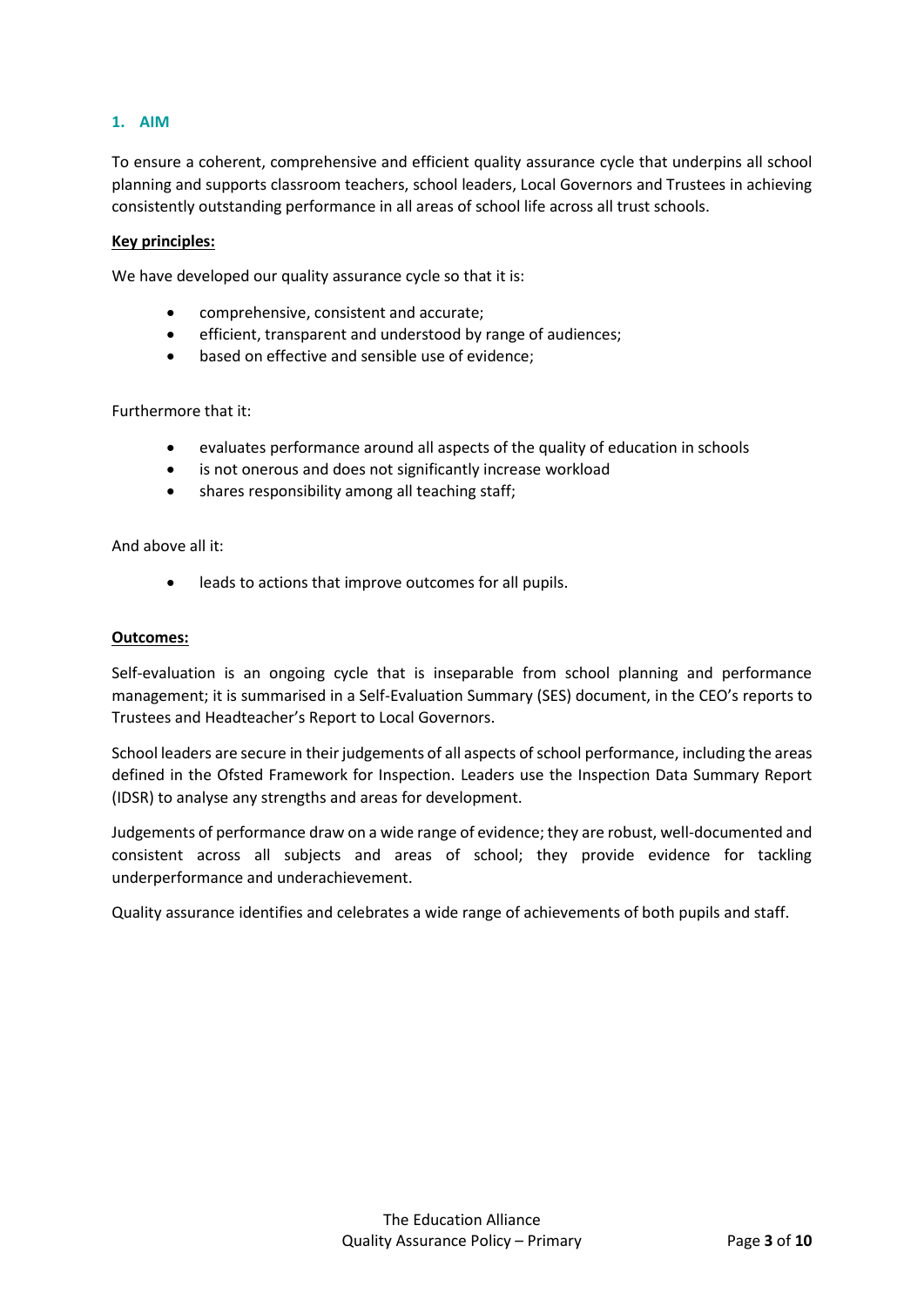## 1. AIM

To ensure a coherent, comprehensive and efficient quality assurance cycle that underpins all school planning and supports classroom teachers, school leaders, Local Governors and Trustees in achieving consistently outstanding performance in all areas of school life across all trust schools.

**Key principles:**

We have developed our quality assurance cycle so that it is:

- comprehensive, consistent and accurate;
- efficient, transparent and understood by range of audiences;
- based on effective and sensible use of evidence;

Furthermore that it:

- evaluates performance around all aspects of the quality of education in schools
- is not onerous and does not significantly increase workload
- shares responsibility among all teaching staff;

And above all it:

- leads to actions that improve outcomes for all pupils.

**Outcomes:**

Self-evaluation is an ongoing cycle that is inseparable from school planning and performance management; it is summarised in a Self-Evaluation Summary (SES) document, in the CEO's reports to Trustees and Headteacher's Report to Local Governors.

School leaders are secure in their judgements of all aspects of school performance, including the areas defined in the Ofsted Framework for Inspection. Leaders use the Inspection Data Summary Report (IDSR) to analyse any strengths and areas for development.

Judgements of performance draw on a wide range of evidence; they are robust, well-documented and consistent across all subjects and areas of school; they provide evidence for tackling underperformance and underachievement.

Quality assurance identifies and celebrates a wide range of achievements of both pupils and staff.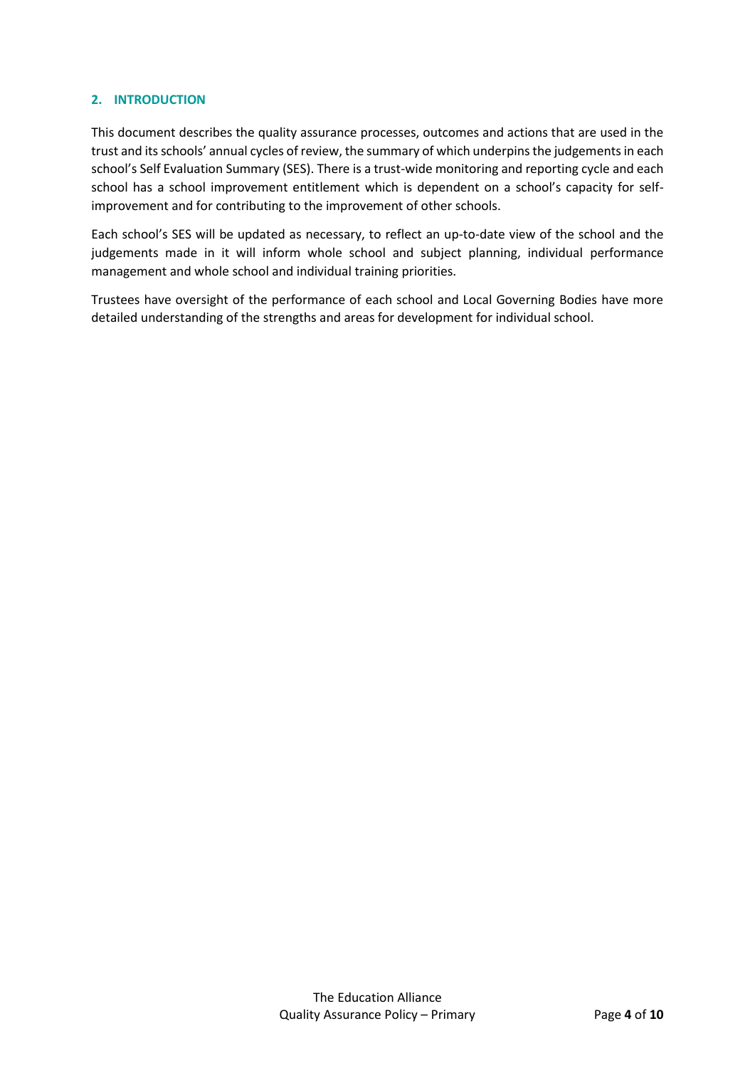## 2. INTRODUCTION

This document describes the quality assurance processes, outcomes and actions that are used in the trust and its schools' annual cycles of review, the summary of which underpins the judgements in each school's Self Evaluation Summary (SES). There is a trust-wide monitoring and reporting cycle and each school has a school improvement entitlement which is dependent on a school's capacity for self-improvement and for contributing to the improvement of other schools.

Each school's SES will be updated as necessary, to reflect an up-to-date view of the school and the judgements made in it will inform whole school and subject planning, individual performance management and whole school and individual training priorities.

Trustees have oversight of the performance of each school and Local Governing Bodies have more detailed understanding of the strengths and areas for development for individual school.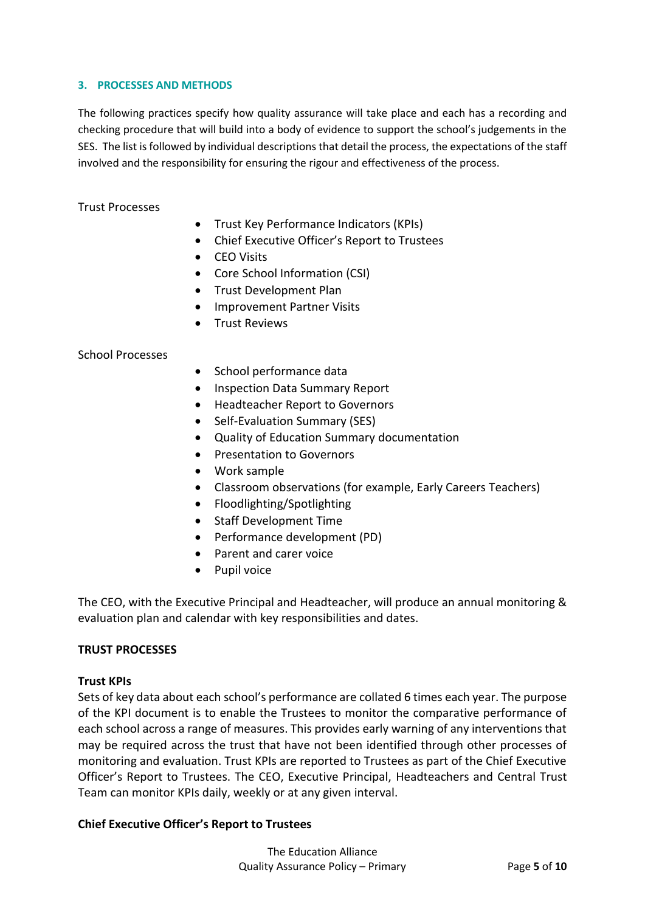## 3. PROCESSES AND METHODS

The following practices specify how quality assurance will take place and each has a recording and checking procedure that will build into a body of evidence to support the school's judgements in the SES. The list is followed by individual descriptions that detail the process, the expectations of the staff involved and the responsibility for ensuring the rigour and effectiveness of the process.

Trust Processes

- Trust Key Performance Indicators (KPIs)
- Chief Executive Officer's Report to Trustees
- CEO Visits
- Core School Information (CSI)
- Trust Development Plan
- Improvement Partner Visits
- Trust Reviews

School Processes

- School performance data
- Inspection Data Summary Report
- Headteacher Report to Governors
- Self-Evaluation Summary (SES)
- Quality of Education Summary documentation
- Presentation to Governors
- Work sample
- Classroom observations (for example, Early Careers Teachers)
- Floodlighting/Spotlighting
- Staff Development Time
- Performance development (PD)
- Parent and carer voice
- Pupil voice

The CEO, with the Executive Principal and Headteacher, will produce an annual monitoring & evaluation plan and calendar with key responsibilities and dates.

**TRUST PROCESSES**

**Trust KPIs**
Sets of key data about each school's performance are collated 6 times each year. The purpose of the KPI document is to enable the Trustees to monitor the comparative performance of each school across a range of measures. This provides early warning of any interventions that may be required across the trust that have not been identified through other processes of monitoring and evaluation. Trust KPIs are reported to Trustees as part of the Chief Executive Officer's Report to Trustees. The CEO, Executive Principal, Headteachers and Central Trust Team can monitor KPIs daily, weekly or at any given interval.

**Chief Executive Officer's Report to Trustees**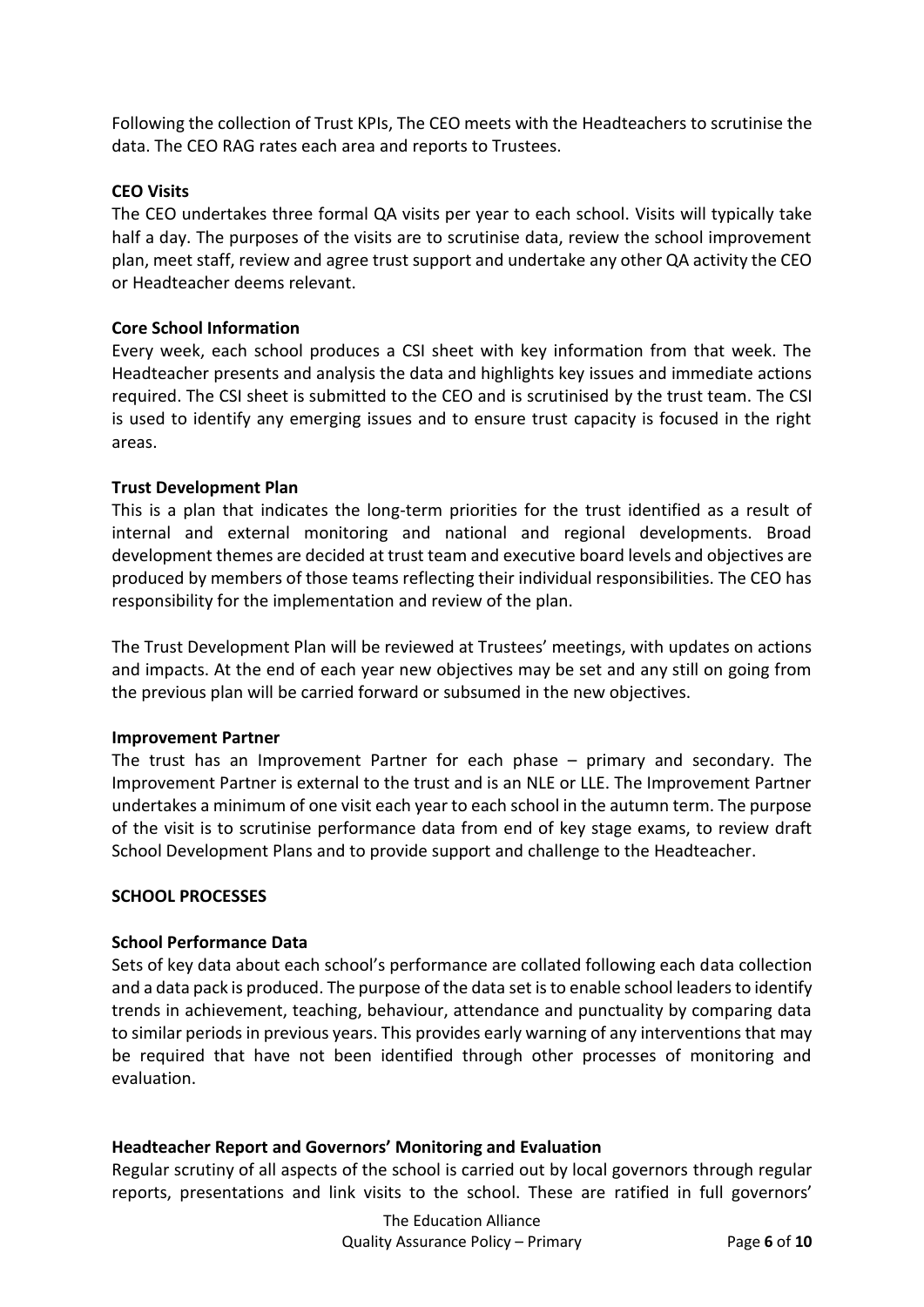Following the collection of Trust KPIs, The CEO meets with the Headteachers to scrutinise the data. The CEO RAG rates each area and reports to Trustees.

**CEO Visits**

The CEO undertakes three formal QA visits per year to each school. Visits will typically take half a day. The purposes of the visits are to scrutinise data, review the school improvement plan, meet staff, review and agree trust support and undertake any other QA activity the CEO or Headteacher deems relevant.

**Core School Information**

Every week, each school produces a CSI sheet with key information from that week. The Headteacher presents and analysis the data and highlights key issues and immediate actions required. The CSI sheet is submitted to the CEO and is scrutinised by the trust team. The CSI is used to identify any emerging issues and to ensure trust capacity is focused in the right areas.

**Trust Development Plan**

This is a plan that indicates the long-term priorities for the trust identified as a result of internal and external monitoring and national and regional developments. Broad development themes are decided at trust team and executive board levels and objectives are produced by members of those teams reflecting their individual responsibilities. The CEO has responsibility for the implementation and review of the plan.

The Trust Development Plan will be reviewed at Trustees' meetings, with updates on actions and impacts. At the end of each year new objectives may be set and any still on going from the previous plan will be carried forward or subsumed in the new objectives.

**Improvement Partner**

The trust has an Improvement Partner for each phase – primary and secondary. The Improvement Partner is external to the trust and is an NLE or LLE. The Improvement Partner undertakes a minimum of one visit each year to each school in the autumn term. The purpose of the visit is to scrutinise performance data from end of key stage exams, to review draft School Development Plans and to provide support and challenge to the Headteacher.

**SCHOOL PROCESSES**

**School Performance Data**

Sets of key data about each school's performance are collated following each data collection and a data pack is produced. The purpose of the data set is to enable school leaders to identify trends in achievement, teaching, behaviour, attendance and punctuality by comparing data to similar periods in previous years. This provides early warning of any interventions that may be required that have not been identified through other processes of monitoring and evaluation.

**Headteacher Report and Governors' Monitoring and Evaluation**

Regular scrutiny of all aspects of the school is carried out by local governors through regular reports, presentations and link visits to the school. These are ratified in full governors'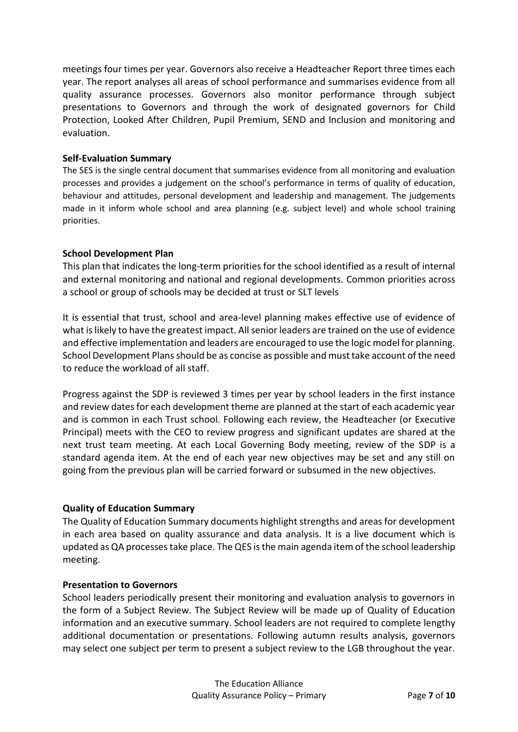meetings four times per year. Governors also receive a Headteacher Report three times each year. The report analyses all areas of school performance and summarises evidence from all quality assurance processes. Governors also monitor performance through subject presentations to Governors and through the work of designated governors for Child Protection, Looked After Children, Pupil Premium, SEND and Inclusion and monitoring and evaluation.

**Self-Evaluation Summary**

The SES is the single central document that summarises evidence from all monitoring and evaluation processes and provides a judgement on the school's performance in terms of quality of education, behaviour and attitudes, personal development and leadership and management. The judgements made in it inform whole school and area planning (e.g. subject level) and whole school training priorities.

**School Development Plan**

This plan that indicates the long-term priorities for the school identified as a result of internal and external monitoring and national and regional developments. Common priorities across a school or group of schools may be decided at trust or SLT levels

It is essential that trust, school and area-level planning makes effective use of evidence of what is likely to have the greatest impact. All senior leaders are trained on the use of evidence and effective implementation and leaders are encouraged to use the logic model for planning. School Development Plans should be as concise as possible and must take account of the need to reduce the workload of all staff.

Progress against the SDP is reviewed 3 times per year by school leaders in the first instance and review dates for each development theme are planned at the start of each academic year and is common in each Trust school. Following each review, the Headteacher (or Executive Principal) meets with the CEO to review progress and significant updates are shared at the next trust team meeting. At each Local Governing Body meeting, review of the SDP is a standard agenda item. At the end of each year new objectives may be set and any still on going from the previous plan will be carried forward or subsumed in the new objectives.

**Quality of Education Summary**

The Quality of Education Summary documents highlight strengths and areas for development in each area based on quality assurance and data analysis. It is a live document which is updated as QA processes take place. The QES is the main agenda item of the school leadership meeting.

**Presentation to Governors**

School leaders periodically present their monitoring and evaluation analysis to governors in the form of a Subject Review. The Subject Review will be made up of Quality of Education information and an executive summary. School leaders are not required to complete lengthy additional documentation or presentations. Following autumn results analysis, governors may select one subject per term to present a subject review to the LGB throughout the year.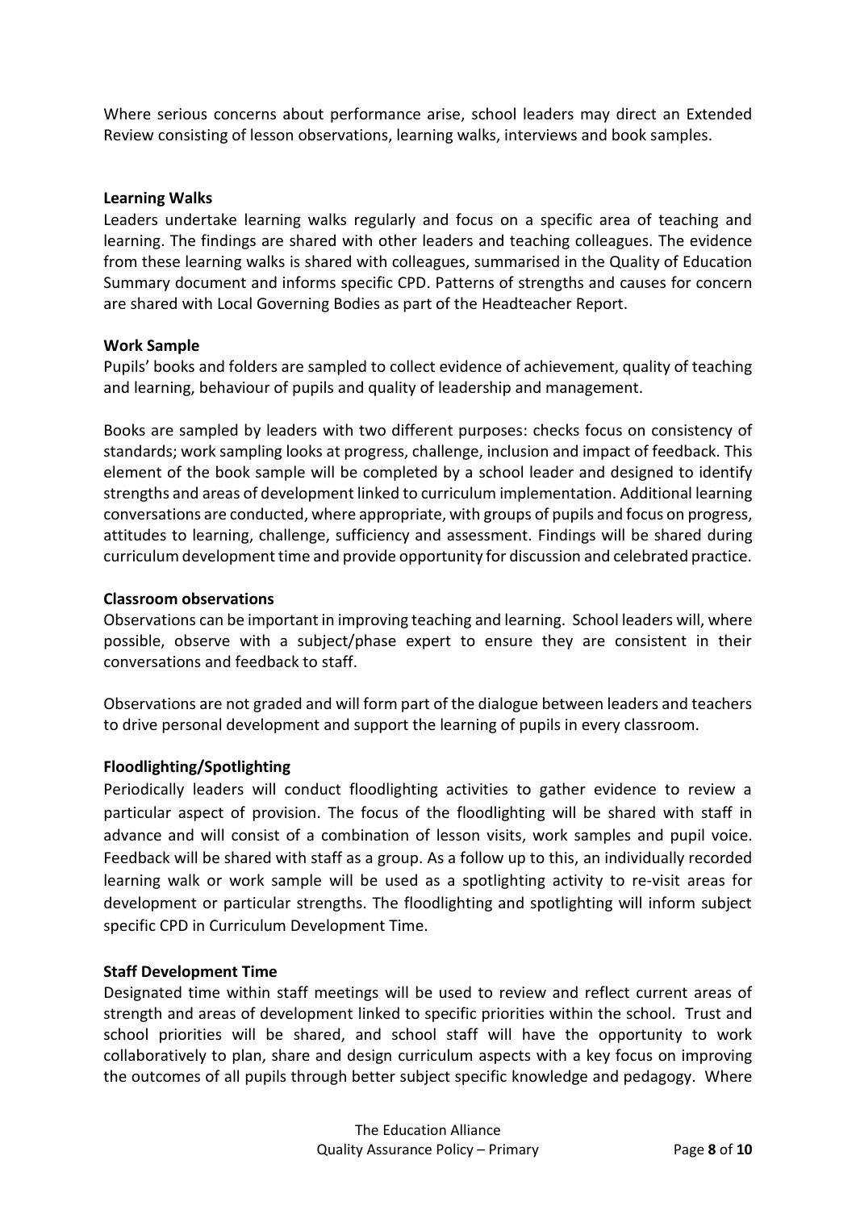Where serious concerns about performance arise, school leaders may direct an Extended Review consisting of lesson observations, learning walks, interviews and book samples.

**Learning Walks**

Leaders undertake learning walks regularly and focus on a specific area of teaching and learning. The findings are shared with other leaders and teaching colleagues. The evidence from these learning walks is shared with colleagues, summarised in the Quality of Education Summary document and informs specific CPD. Patterns of strengths and causes for concern are shared with Local Governing Bodies as part of the Headteacher Report.

**Work Sample**

Pupils' books and folders are sampled to collect evidence of achievement, quality of teaching and learning, behaviour of pupils and quality of leadership and management.

Books are sampled by leaders with two different purposes: checks focus on consistency of standards; work sampling looks at progress, challenge, inclusion and impact of feedback. This element of the book sample will be completed by a school leader and designed to identify strengths and areas of development linked to curriculum implementation. Additional learning conversations are conducted, where appropriate, with groups of pupils and focus on progress, attitudes to learning, challenge, sufficiency and assessment. Findings will be shared during curriculum development time and provide opportunity for discussion and celebrated practice.

**Classroom observations**

Observations can be important in improving teaching and learning. School leaders will, where possible, observe with a subject/phase expert to ensure they are consistent in their conversations and feedback to staff.

Observations are not graded and will form part of the dialogue between leaders and teachers to drive personal development and support the learning of pupils in every classroom.

**Floodlighting/Spotlighting**

Periodically leaders will conduct floodlighting activities to gather evidence to review a particular aspect of provision. The focus of the floodlighting will be shared with staff in advance and will consist of a combination of lesson visits, work samples and pupil voice. Feedback will be shared with staff as a group. As a follow up to this, an individually recorded learning walk or work sample will be used as a spotlighting activity to re-visit areas for development or particular strengths. The floodlighting and spotlighting will inform subject specific CPD in Curriculum Development Time.

**Staff Development Time**

Designated time within staff meetings will be used to review and reflect current areas of strength and areas of development linked to specific priorities within the school. Trust and school priorities will be shared, and school staff will have the opportunity to work collaboratively to plan, share and design curriculum aspects with a key focus on improving the outcomes of all pupils through better subject specific knowledge and pedagogy. Where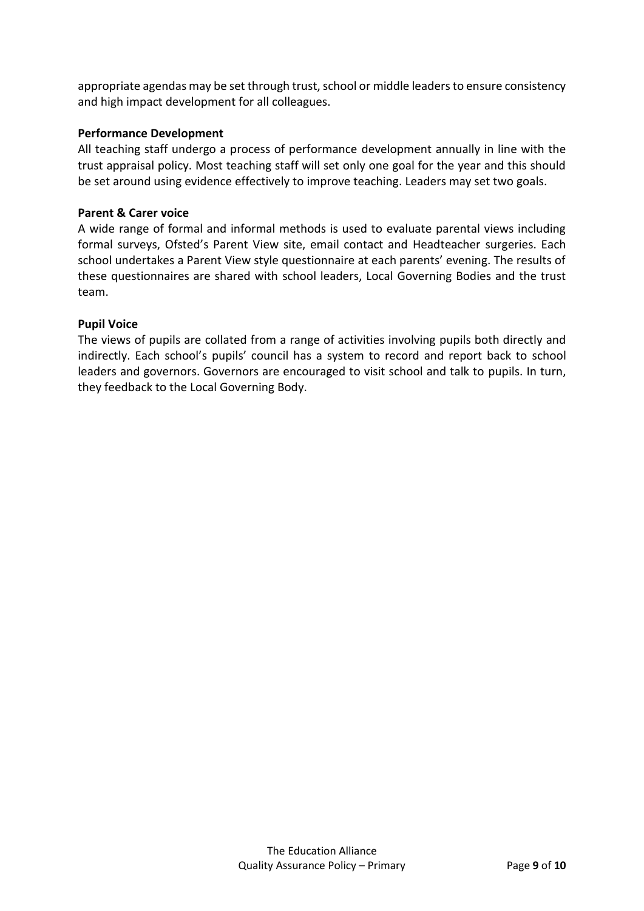appropriate agendas may be set through trust, school or middle leaders to ensure consistency and high impact development for all colleagues.

**Performance Development**

All teaching staff undergo a process of performance development annually in line with the trust appraisal policy. Most teaching staff will set only one goal for the year and this should be set around using evidence effectively to improve teaching. Leaders may set two goals.

**Parent & Carer voice**

A wide range of formal and informal methods is used to evaluate parental views including formal surveys, Ofsted's Parent View site, email contact and Headteacher surgeries. Each school undertakes a Parent View style questionnaire at each parents' evening. The results of these questionnaires are shared with school leaders, Local Governing Bodies and the trust team.

**Pupil Voice**

The views of pupils are collated from a range of activities involving pupils both directly and indirectly. Each school's pupils' council has a system to record and report back to school leaders and governors. Governors are encouraged to visit school and talk to pupils. In turn, they feedback to the Local Governing Body.